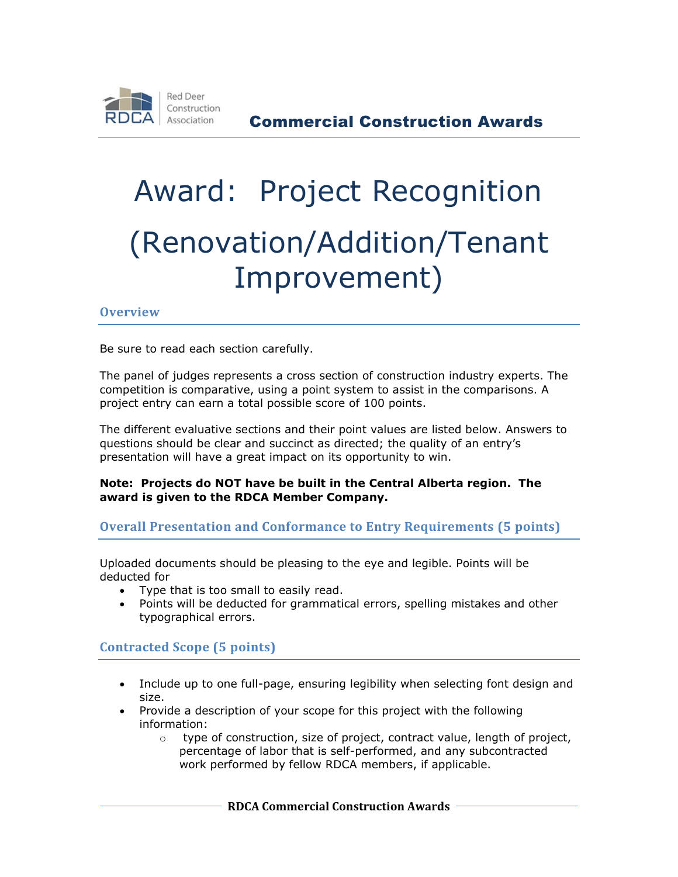Red Deer Construction Association

**Commercial Construction Awards**

# Award: Project Recognition (Renovation/Addition/Tenant Improvement)

## Overview

Be sure to read each section carefully.

The panel of judges represents a cross section of construction industry experts. The competition is comparative, using a point system to assist in the comparisons. A project entry can earn a total possible score of 100 points.

The different evaluative sections and their point values are listed below. Answers to questions should be clear and succinct as directed; the quality of an entry's presentation will have a great impact on its opportunity to win.

**Note: Projects do NOT have be built in the Central Alberta region. The award is given to the RDCA Member Company.**

## Overall Presentation and Conformance to Entry Requirements (5 points)

Uploaded documents should be pleasing to the eye and legible. Points will be deducted for

- Type that is too small to easily read.
- Points will be deducted for grammatical errors, spelling mistakes and other typographical errors.

## Contracted Scope (5 points)

- Include up to one full-page, ensuring legibility when selecting font design and size.
- Provide a description of your scope for this project with the following information:
  - type of construction, size of project, contract value, length of project, percentage of labor that is self-performed, and any subcontracted work performed by fellow RDCA members, if applicable.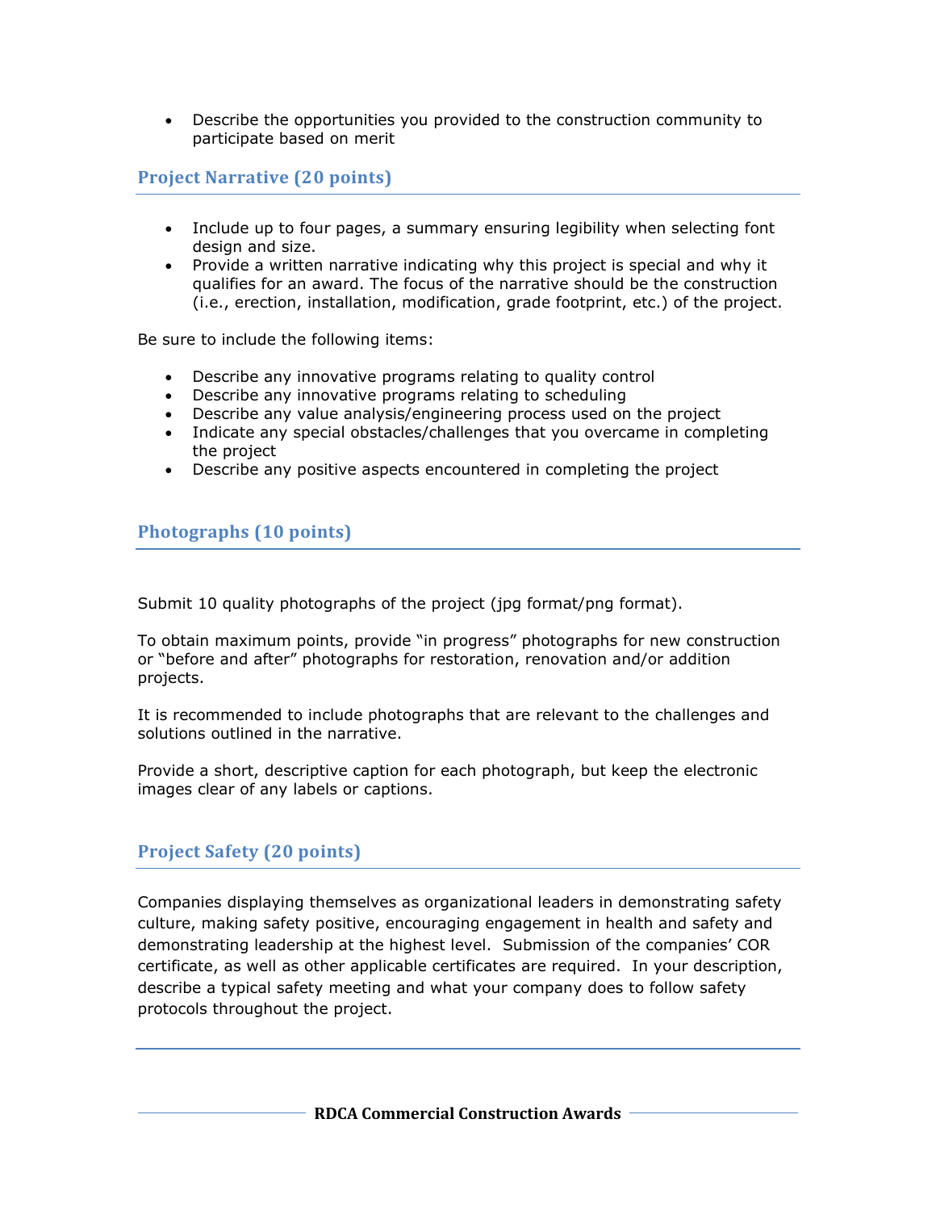- Describe the opportunities you provided to the construction community to participate based on merit

## Project Narrative (20 points)

- Include up to four pages, a summary ensuring legibility when selecting font design and size.
- Provide a written narrative indicating why this project is special and why it qualifies for an award. The focus of the narrative should be the construction (i.e., erection, installation, modification, grade footprint, etc.) of the project.

Be sure to include the following items:

- Describe any innovative programs relating to quality control
- Describe any innovative programs relating to scheduling
- Describe any value analysis/engineering process used on the project
- Indicate any special obstacles/challenges that you overcame in completing the project
- Describe any positive aspects encountered in completing the project

## Photographs (10 points)

Submit 10 quality photographs of the project (jpg format/png format).

To obtain maximum points, provide "in progress" photographs for new construction or "before and after" photographs for restoration, renovation and/or addition projects.

It is recommended to include photographs that are relevant to the challenges and solutions outlined in the narrative.

Provide a short, descriptive caption for each photograph, but keep the electronic images clear of any labels or captions.

## Project Safety (20 points)

Companies displaying themselves as organizational leaders in demonstrating safety culture, making safety positive, encouraging engagement in health and safety and demonstrating leadership at the highest level. Submission of the companies' COR certificate, as well as other applicable certificates are required. In your description, describe a typical safety meeting and what your company does to follow safety protocols throughout the project.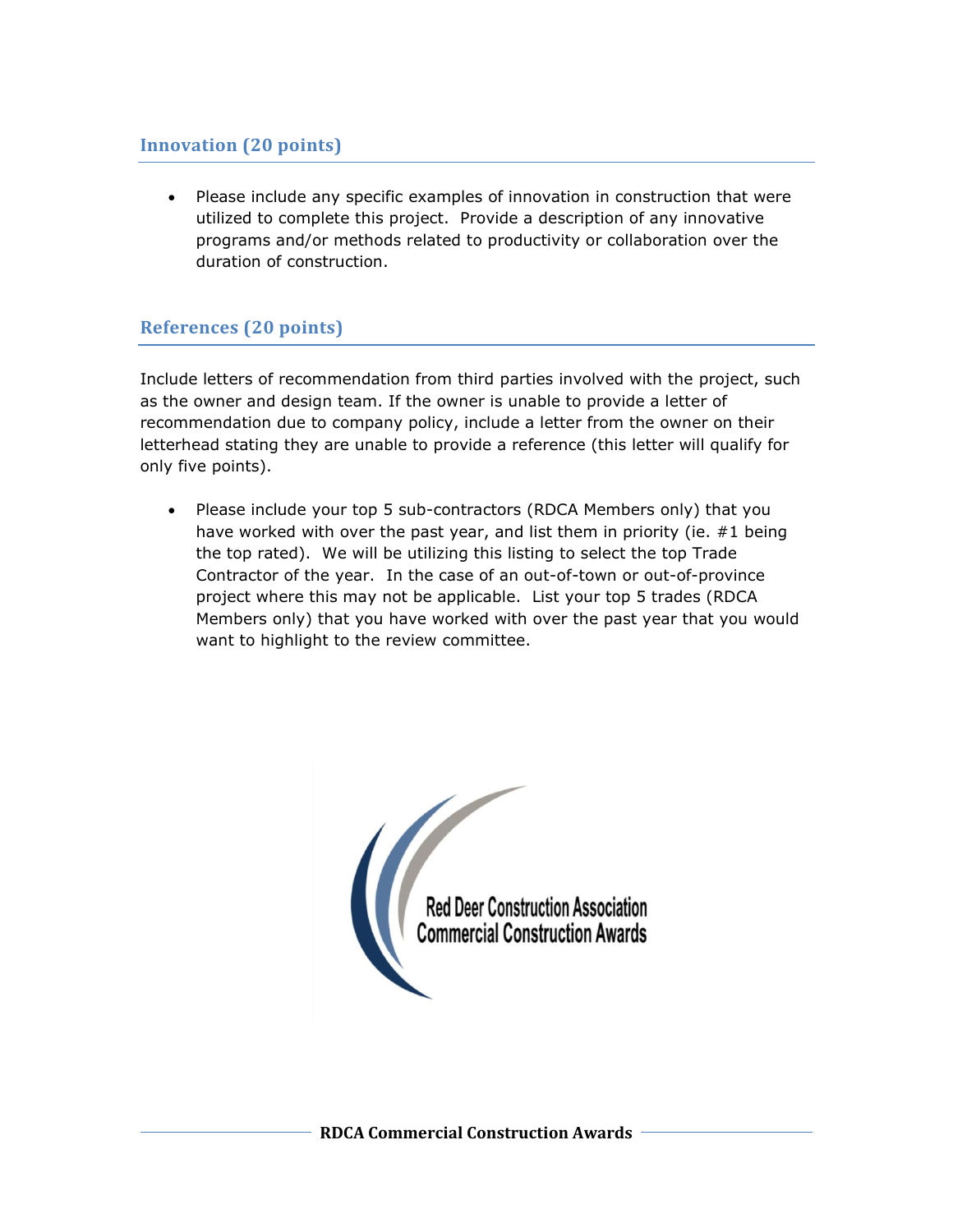## Innovation (20 points)

- Please include any specific examples of innovation in construction that were utilized to complete this project. Provide a description of any innovative programs and/or methods related to productivity or collaboration over the duration of construction.

## References (20 points)

Include letters of recommendation from third parties involved with the project, such as the owner and design team. If the owner is unable to provide a letter of recommendation due to company policy, include a letter from the owner on their letterhead stating they are unable to provide a reference (this letter will qualify for only five points).

- Please include your top 5 sub-contractors (RDCA Members only) that you have worked with over the past year, and list them in priority (ie. #1 being the top rated). We will be utilizing this listing to select the top Trade Contractor of the year. In the case of an out-of-town or out-of-province project where this may not be applicable. List your top 5 trades (RDCA Members only) that you have worked with over the past year that you would want to highlight to the review committee.

Red Deer Construction Association
Commercial Construction Awards